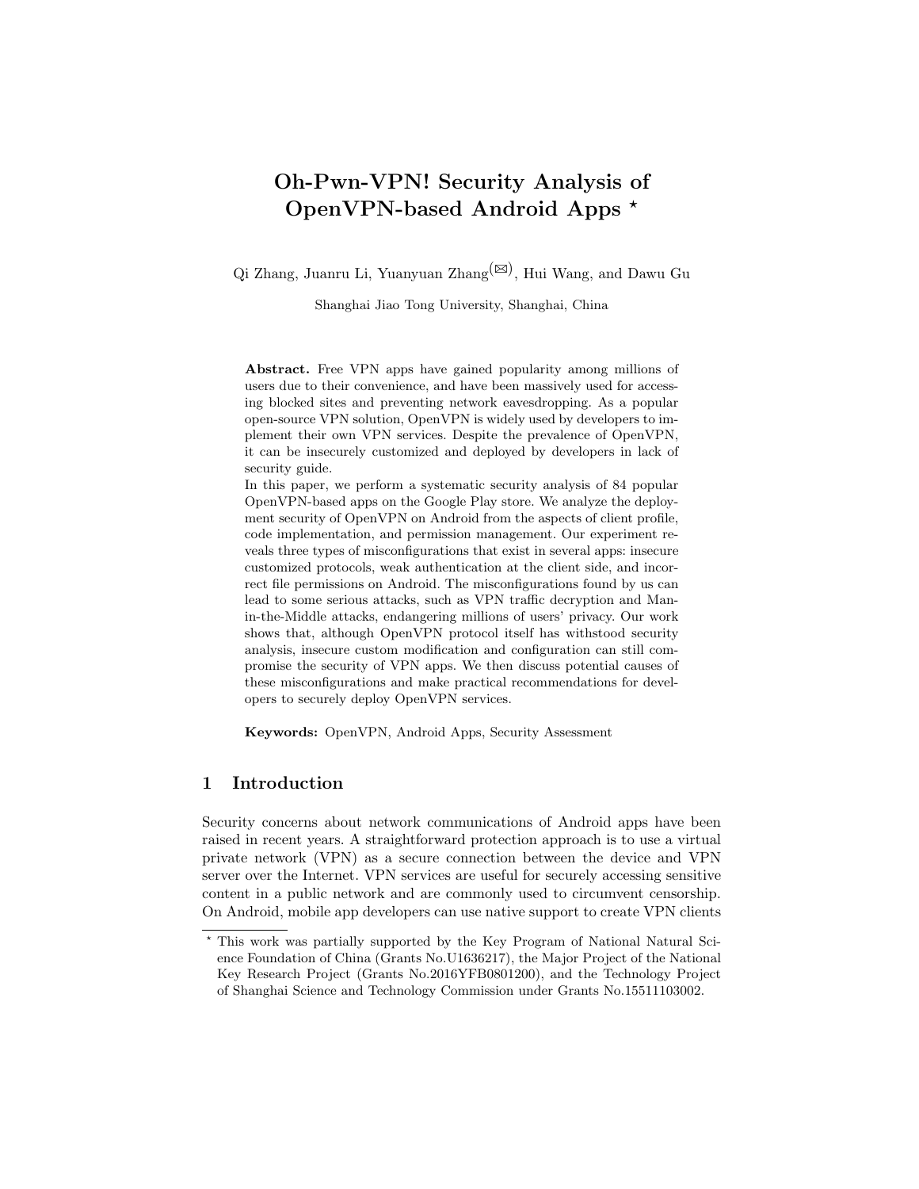# Oh-Pwn-VPN! Security Analysis of OpenVPN-based Android Apps *

Qi Zhang, Juanru Li, Yuanyuan Zhang(✉), Hui Wang, and Dawu Gu

Shanghai Jiao Tong University, Shanghai, China

**Abstract.** Free VPN apps have gained popularity among millions of users due to their convenience, and have been massively used for accessing blocked sites and preventing network eavesdropping. As a popular open-source VPN solution, OpenVPN is widely used by developers to implement their own VPN services. Despite the prevalence of OpenVPN, it can be insecurely customized and deployed by developers in lack of security guide.
In this paper, we perform a systematic security analysis of 84 popular OpenVPN-based apps on the Google Play store. We analyze the deployment security of OpenVPN on Android from the aspects of client profile, code implementation, and permission management. Our experiment reveals three types of misconfigurations that exist in several apps: insecure customized protocols, weak authentication at the client side, and incorrect file permissions on Android. The misconfigurations found by us can lead to some serious attacks, such as VPN traffic decryption and Man-in-the-Middle attacks, endangering millions of users' privacy. Our work shows that, although OpenVPN protocol itself has withstood security analysis, insecure custom modification and configuration can still compromise the security of VPN apps. We then discuss potential causes of these misconfigurations and make practical recommendations for developers to securely deploy OpenVPN services.

**Keywords:** OpenVPN, Android Apps, Security Assessment

## 1 Introduction

Security concerns about network communications of Android apps have been raised in recent years. A straightforward protection approach is to use a virtual private network (VPN) as a secure connection between the device and VPN server over the Internet. VPN services are useful for securely accessing sensitive content in a public network and are commonly used to circumvent censorship. On Android, mobile app developers can use native support to create VPN clients

* This work was partially supported by the Key Program of National Natural Science Foundation of China (Grants No.U1636217), the Major Project of the National Key Research Project (Grants No.2016YFB0801200), and the Technology Project of Shanghai Science and Technology Commission under Grants No.15511103002.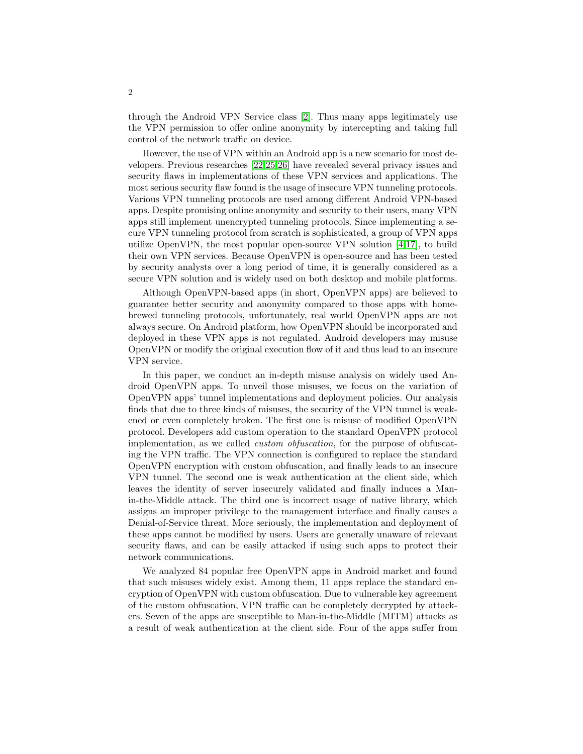through the Android VPN Service class [2]. Thus many apps legitimately use the VPN permission to offer online anonymity by intercepting and taking full control of the network traffic on device.

However, the use of VPN within an Android app is a new scenario for most developers. Previous researches [22,25,26] have revealed several privacy issues and security flaws in implementations of these VPN services and applications. The most serious security flaw found is the usage of insecure VPN tunneling protocols. Various VPN tunneling protocols are used among different Android VPN-based apps. Despite promising online anonymity and security to their users, many VPN apps still implement unencrypted tunneling protocols. Since implementing a secure VPN tunneling protocol from scratch is sophisticated, a group of VPN apps utilize OpenVPN, the most popular open-source VPN solution [4,17], to build their own VPN services. Because OpenVPN is open-source and has been tested by security analysts over a long period of time, it is generally considered as a secure VPN solution and is widely used on both desktop and mobile platforms.

Although OpenVPN-based apps (in short, OpenVPN apps) are believed to guarantee better security and anonymity compared to those apps with homebrewed tunneling protocols, unfortunately, real world OpenVPN apps are not always secure. On Android platform, how OpenVPN should be incorporated and deployed in these VPN apps is not regulated. Android developers may misuse OpenVPN or modify the original execution flow of it and thus lead to an insecure VPN service.

In this paper, we conduct an in-depth misuse analysis on widely used Android OpenVPN apps. To unveil those misuses, we focus on the variation of OpenVPN apps' tunnel implementations and deployment policies. Our analysis finds that due to three kinds of misuses, the security of the VPN tunnel is weakened or even completely broken. The first one is misuse of modified OpenVPN protocol. Developers add custom operation to the standard OpenVPN protocol implementation, as we called *custom obfuscation*, for the purpose of obfuscating the VPN traffic. The VPN connection is configured to replace the standard OpenVPN encryption with custom obfuscation, and finally leads to an insecure VPN tunnel. The second one is weak authentication at the client side, which leaves the identity of server insecurely validated and finally induces a Man-in-the-Middle attack. The third one is incorrect usage of native library, which assigns an improper privilege to the management interface and finally causes a Denial-of-Service threat. More seriously, the implementation and deployment of these apps cannot be modified by users. Users are generally unaware of relevant security flaws, and can be easily attacked if using such apps to protect their network communications.

We analyzed 84 popular free OpenVPN apps in Android market and found that such misuses widely exist. Among them, 11 apps replace the standard encryption of OpenVPN with custom obfuscation. Due to vulnerable key agreement of the custom obfuscation, VPN traffic can be completely decrypted by attackers. Seven of the apps are susceptible to Man-in-the-Middle (MITM) attacks as a result of weak authentication at the client side. Four of the apps suffer from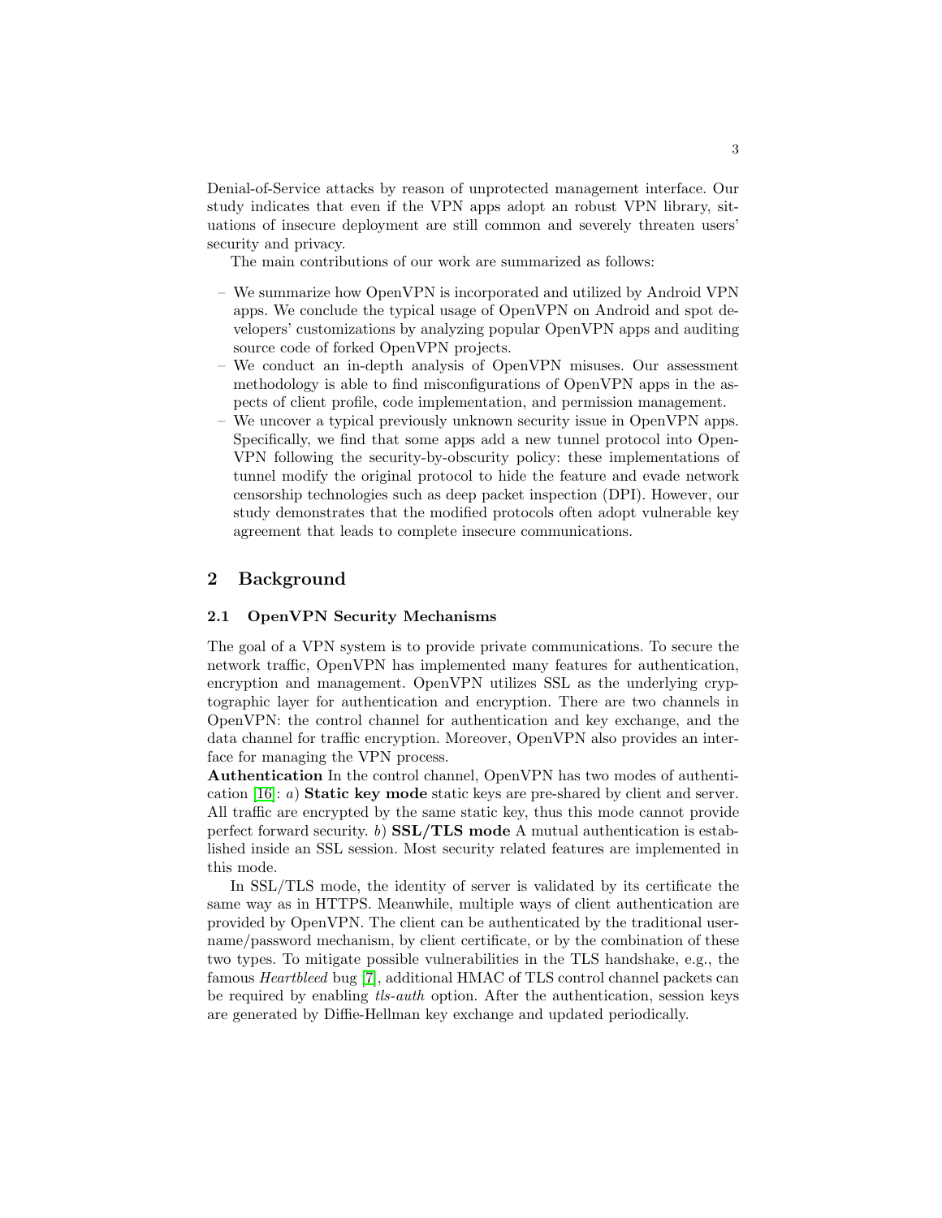Denial-of-Service attacks by reason of unprotected management interface. Our study indicates that even if the VPN apps adopt an robust VPN library, situations of insecure deployment are still common and severely threaten users' security and privacy.

The main contributions of our work are summarized as follows:

- We summarize how OpenVPN is incorporated and utilized by Android VPN apps. We conclude the typical usage of OpenVPN on Android and spot developers' customizations by analyzing popular OpenVPN apps and auditing source code of forked OpenVPN projects.
- We conduct an in-depth analysis of OpenVPN misuses. Our assessment methodology is able to find misconfigurations of OpenVPN apps in the aspects of client profile, code implementation, and permission management.
- We uncover a typical previously unknown security issue in OpenVPN apps. Specifically, we find that some apps add a new tunnel protocol into OpenVPN following the security-by-obscurity policy: these implementations of tunnel modify the original protocol to hide the feature and evade network censorship technologies such as deep packet inspection (DPI). However, our study demonstrates that the modified protocols often adopt vulnerable key agreement that leads to complete insecure communications.

## 2 Background

### 2.1 OpenVPN Security Mechanisms

The goal of a VPN system is to provide private communications. To secure the network traffic, OpenVPN has implemented many features for authentication, encryption and management. OpenVPN utilizes SSL as the underlying cryptographic layer for authentication and encryption. There are two channels in OpenVPN: the control channel for authentication and key exchange, and the data channel for traffic encryption. Moreover, OpenVPN also provides an interface for managing the VPN process.

**Authentication** In the control channel, OpenVPN has two modes of authentication [16]: *a*) **Static key mode** static keys are pre-shared by client and server. All traffic are encrypted by the same static key, thus this mode cannot provide perfect forward security. *b*) **SSL/TLS mode** A mutual authentication is established inside an SSL session. Most security related features are implemented in this mode.

In SSL/TLS mode, the identity of server is validated by its certificate the same way as in HTTPS. Meanwhile, multiple ways of client authentication are provided by OpenVPN. The client can be authenticated by the traditional username/password mechanism, by client certificate, or by the combination of these two types. To mitigate possible vulnerabilities in the TLS handshake, e.g., the famous *Heartbleed* bug [7], additional HMAC of TLS control channel packets can be required by enabling *tls-auth* option. After the authentication, session keys are generated by Diffie-Hellman key exchange and updated periodically.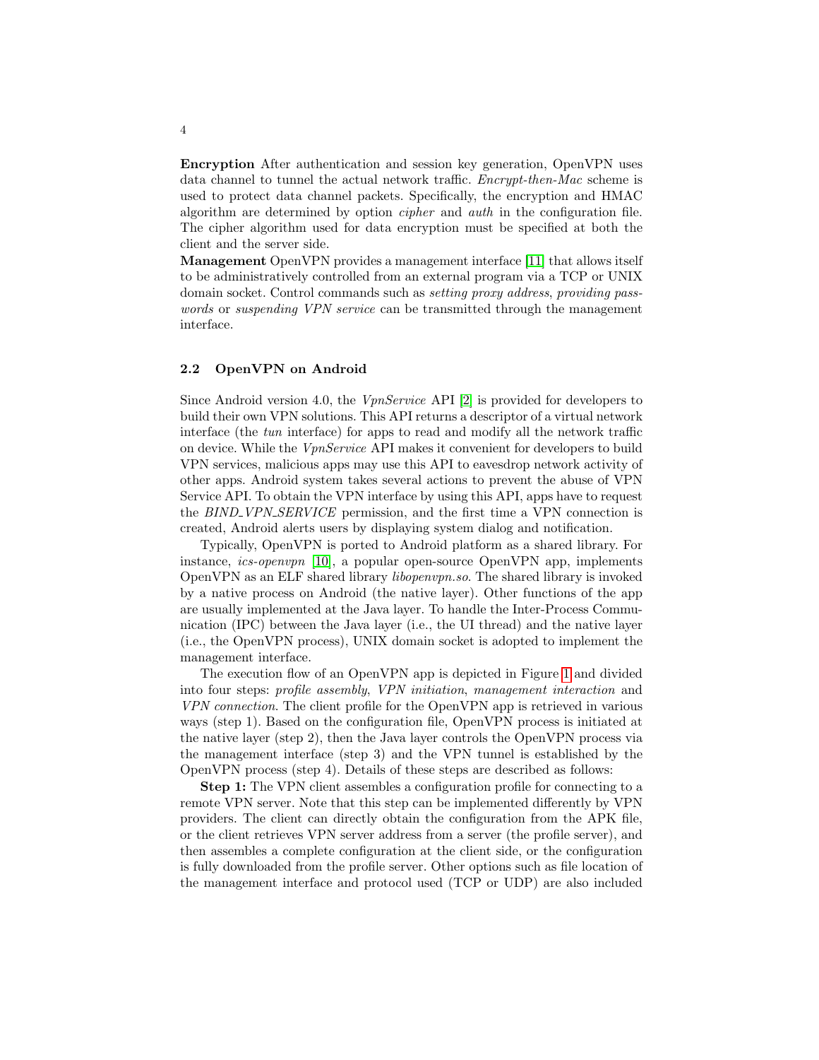**Encryption** After authentication and session key generation, OpenVPN uses data channel to tunnel the actual network traffic. *Encrypt-then-Mac* scheme is used to protect data channel packets. Specifically, the encryption and HMAC algorithm are determined by option *cipher* and *auth* in the configuration file. The cipher algorithm used for data encryption must be specified at both the client and the server side.

**Management** OpenVPN provides a management interface [11] that allows itself to be administratively controlled from an external program via a TCP or UNIX domain socket. Control commands such as *setting proxy address*, *providing passwords* or *suspending VPN service* can be transmitted through the management interface.

### 2.2 OpenVPN on Android

Since Android version 4.0, the *VpnService* API [2] is provided for developers to build their own VPN solutions. This API returns a descriptor of a virtual network interface (the *tun* interface) for apps to read and modify all the network traffic on device. While the *VpnService* API makes it convenient for developers to build VPN services, malicious apps may use this API to eavesdrop network activity of other apps. Android system takes several actions to prevent the abuse of VPN Service API. To obtain the VPN interface by using this API, apps have to request the *BIND_VPN_SERVICE* permission, and the first time a VPN connection is created, Android alerts users by displaying system dialog and notification.

Typically, OpenVPN is ported to Android platform as a shared library. For instance, *ics-openvpn* [10], a popular open-source OpenVPN app, implements OpenVPN as an ELF shared library *libopenvpn.so*. The shared library is invoked by a native process on Android (the native layer). Other functions of the app are usually implemented at the Java layer. To handle the Inter-Process Communication (IPC) between the Java layer (i.e., the UI thread) and the native layer (i.e., the OpenVPN process), UNIX domain socket is adopted to implement the management interface.

The execution flow of an OpenVPN app is depicted in Figure 1 and divided into four steps: *profile assembly*, *VPN initiation*, *management interaction* and *VPN connection*. The client profile for the OpenVPN app is retrieved in various ways (step 1). Based on the configuration file, OpenVPN process is initiated at the native layer (step 2), then the Java layer controls the OpenVPN process via the management interface (step 3) and the VPN tunnel is established by the OpenVPN process (step 4). Details of these steps are described as follows:

**Step 1:** The VPN client assembles a configuration profile for connecting to a remote VPN server. Note that this step can be implemented differently by VPN providers. The client can directly obtain the configuration from the APK file, or the client retrieves VPN server address from a server (the profile server), and then assembles a complete configuration at the client side, or the configuration is fully downloaded from the profile server. Other options such as file location of the management interface and protocol used (TCP or UDP) are also included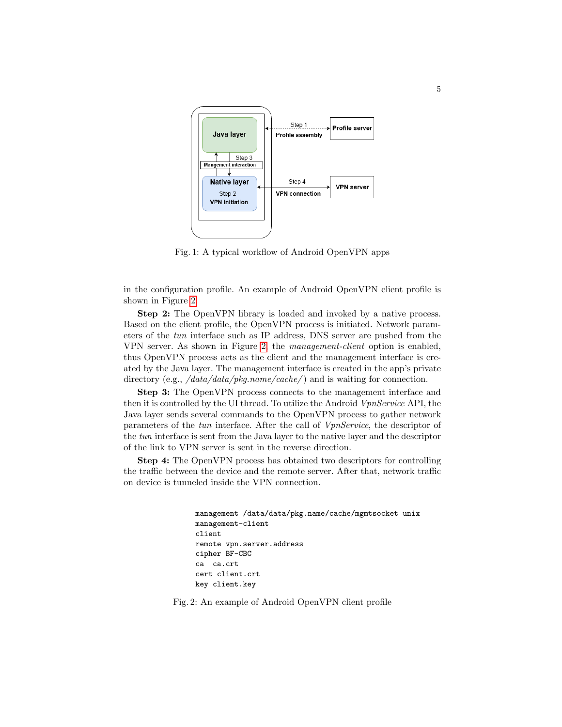Fig. 1: A typical workflow of Android OpenVPN apps

in the configuration profile. An example of Android OpenVPN client profile is shown in Figure 2.

**Step 2:** The OpenVPN library is loaded and invoked by a native process. Based on the client profile, the OpenVPN process is initiated. Network parameters of the *tun* interface such as IP address, DNS server are pushed from the VPN server. As shown in Figure 2, the *management-client* option is enabled, thus OpenVPN process acts as the client and the management interface is created by the Java layer. The management interface is created in the app's private directory (e.g., */data/data/pkg.name/cache/*) and is waiting for connection.

**Step 3:** The OpenVPN process connects to the management interface and then it is controlled by the UI thread. To utilize the Android *VpnService* API, the Java layer sends several commands to the OpenVPN process to gather network parameters of the *tun* interface. After the call of *VpnService*, the descriptor of the *tun* interface is sent from the Java layer to the native layer and the descriptor of the link to VPN server is sent in the reverse direction.

**Step 4:** The OpenVPN process has obtained two descriptors for controlling the traffic between the device and the remote server. After that, network traffic on device is tunneled inside the VPN connection.

```
management /data/data/pkg.name/cache/mgmtsocket unix
management-client
client
remote vpn.server.address
cipher BF-CBC
ca  ca.crt
cert client.crt
key client.key
```

Fig. 2: An example of Android OpenVPN client profile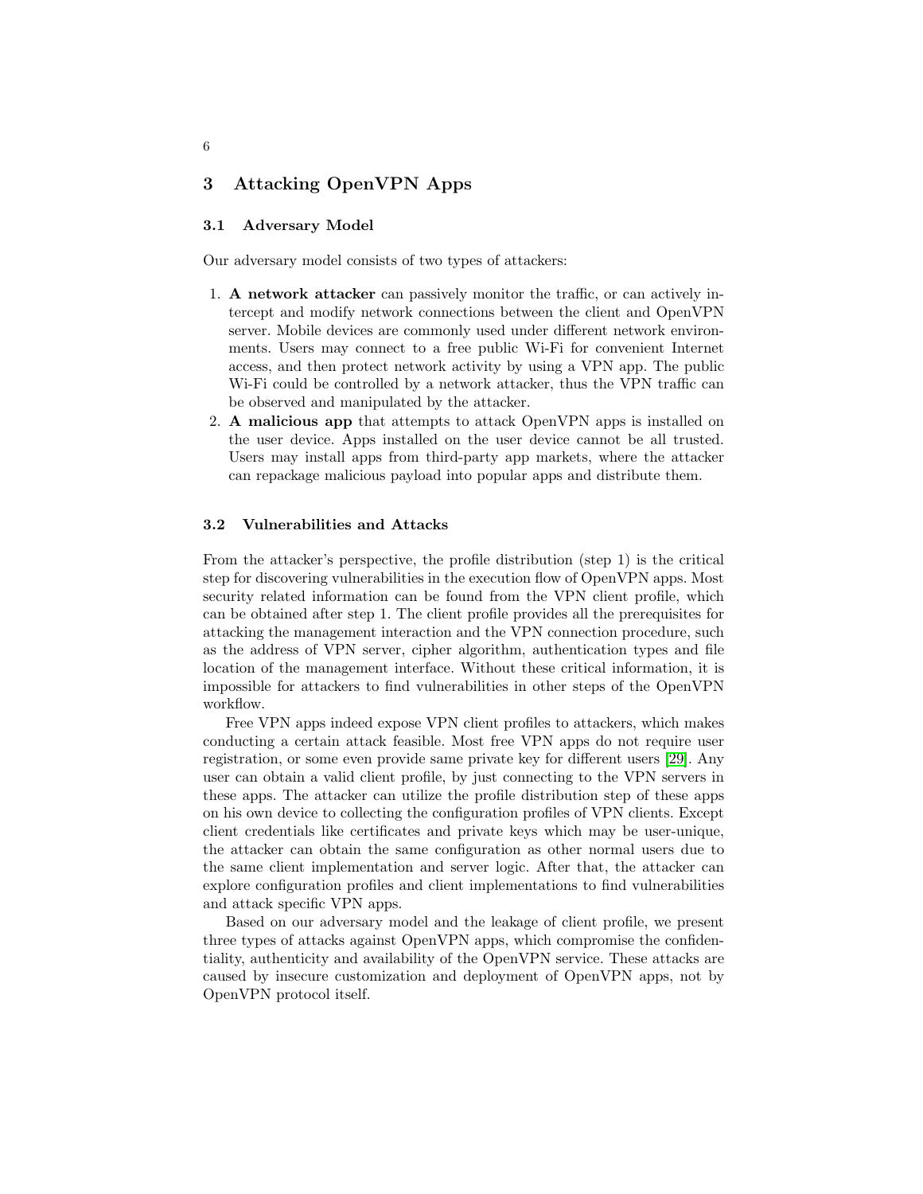## 3 Attacking OpenVPN Apps

### 3.1 Adversary Model

Our adversary model consists of two types of attackers:

1. **A network attacker** can passively monitor the traffic, or can actively intercept and modify network connections between the client and OpenVPN server. Mobile devices are commonly used under different network environments. Users may connect to a free public Wi-Fi for convenient Internet access, and then protect network activity by using a VPN app. The public Wi-Fi could be controlled by a network attacker, thus the VPN traffic can be observed and manipulated by the attacker.
2. **A malicious app** that attempts to attack OpenVPN apps is installed on the user device. Apps installed on the user device cannot be all trusted. Users may install apps from third-party app markets, where the attacker can repackage malicious payload into popular apps and distribute them.

### 3.2 Vulnerabilities and Attacks

From the attacker's perspective, the profile distribution (step 1) is the critical step for discovering vulnerabilities in the execution flow of OpenVPN apps. Most security related information can be found from the VPN client profile, which can be obtained after step 1. The client profile provides all the prerequisites for attacking the management interaction and the VPN connection procedure, such as the address of VPN server, cipher algorithm, authentication types and file location of the management interface. Without these critical information, it is impossible for attackers to find vulnerabilities in other steps of the OpenVPN workflow.

Free VPN apps indeed expose VPN client profiles to attackers, which makes conducting a certain attack feasible. Most free VPN apps do not require user registration, or some even provide same private key for different users [29]. Any user can obtain a valid client profile, by just connecting to the VPN servers in these apps. The attacker can utilize the profile distribution step of these apps on his own device to collecting the configuration profiles of VPN clients. Except client credentials like certificates and private keys which may be user-unique, the attacker can obtain the same configuration as other normal users due to the same client implementation and server logic. After that, the attacker can explore configuration profiles and client implementations to find vulnerabilities and attack specific VPN apps.

Based on our adversary model and the leakage of client profile, we present three types of attacks against OpenVPN apps, which compromise the confidentiality, authenticity and availability of the OpenVPN service. These attacks are caused by insecure customization and deployment of OpenVPN apps, not by OpenVPN protocol itself.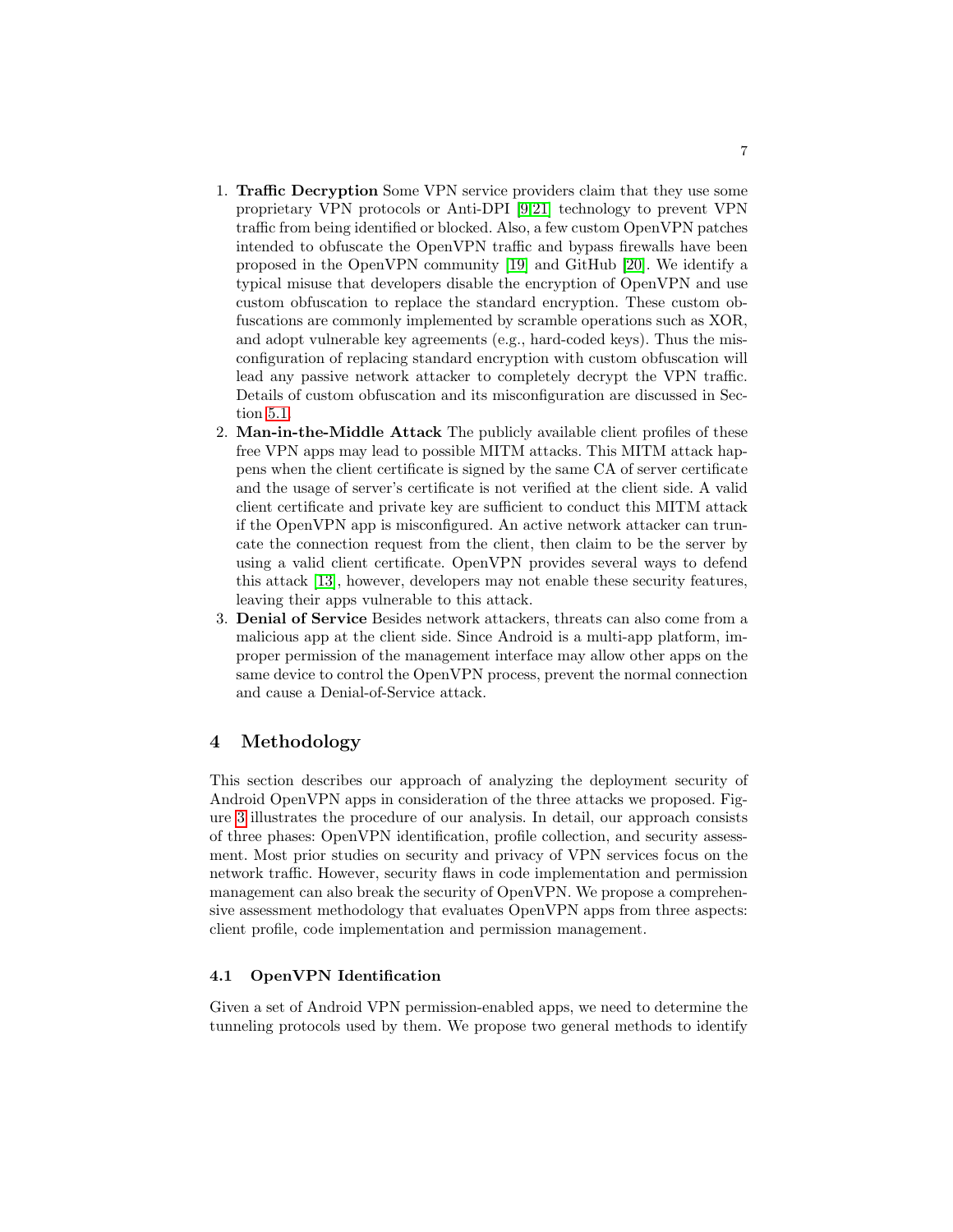1. **Traffic Decryption** Some VPN service providers claim that they use some proprietary VPN protocols or Anti-DPI [9,21] technology to prevent VPN traffic from being identified or blocked. Also, a few custom OpenVPN patches intended to obfuscate the OpenVPN traffic and bypass firewalls have been proposed in the OpenVPN community [19] and GitHub [20]. We identify a typical misuse that developers disable the encryption of OpenVPN and use custom obfuscation to replace the standard encryption. These custom obfuscations are commonly implemented by scramble operations such as XOR, and adopt vulnerable key agreements (e.g., hard-coded keys). Thus the misconfiguration of replacing standard encryption with custom obfuscation will lead any passive network attacker to completely decrypt the VPN traffic. Details of custom obfuscation and its misconfiguration are discussed in Section 5.1.
2. **Man-in-the-Middle Attack** The publicly available client profiles of these free VPN apps may lead to possible MITM attacks. This MITM attack happens when the client certificate is signed by the same CA of server certificate and the usage of server's certificate is not verified at the client side. A valid client certificate and private key are sufficient to conduct this MITM attack if the OpenVPN app is misconfigured. An active network attacker can truncate the connection request from the client, then claim to be the server by using a valid client certificate. OpenVPN provides several ways to defend this attack [13], however, developers may not enable these security features, leaving their apps vulnerable to this attack.
3. **Denial of Service** Besides network attackers, threats can also come from a malicious app at the client side. Since Android is a multi-app platform, improper permission of the management interface may allow other apps on the same device to control the OpenVPN process, prevent the normal connection and cause a Denial-of-Service attack.

## 4 Methodology

This section describes our approach of analyzing the deployment security of Android OpenVPN apps in consideration of the three attacks we proposed. Figure 3 illustrates the procedure of our analysis. In detail, our approach consists of three phases: OpenVPN identification, profile collection, and security assessment. Most prior studies on security and privacy of VPN services focus on the network traffic. However, security flaws in code implementation and permission management can also break the security of OpenVPN. We propose a comprehensive assessment methodology that evaluates OpenVPN apps from three aspects: client profile, code implementation and permission management.

### 4.1 OpenVPN Identification

Given a set of Android VPN permission-enabled apps, we need to determine the tunneling protocols used by them. We propose two general methods to identify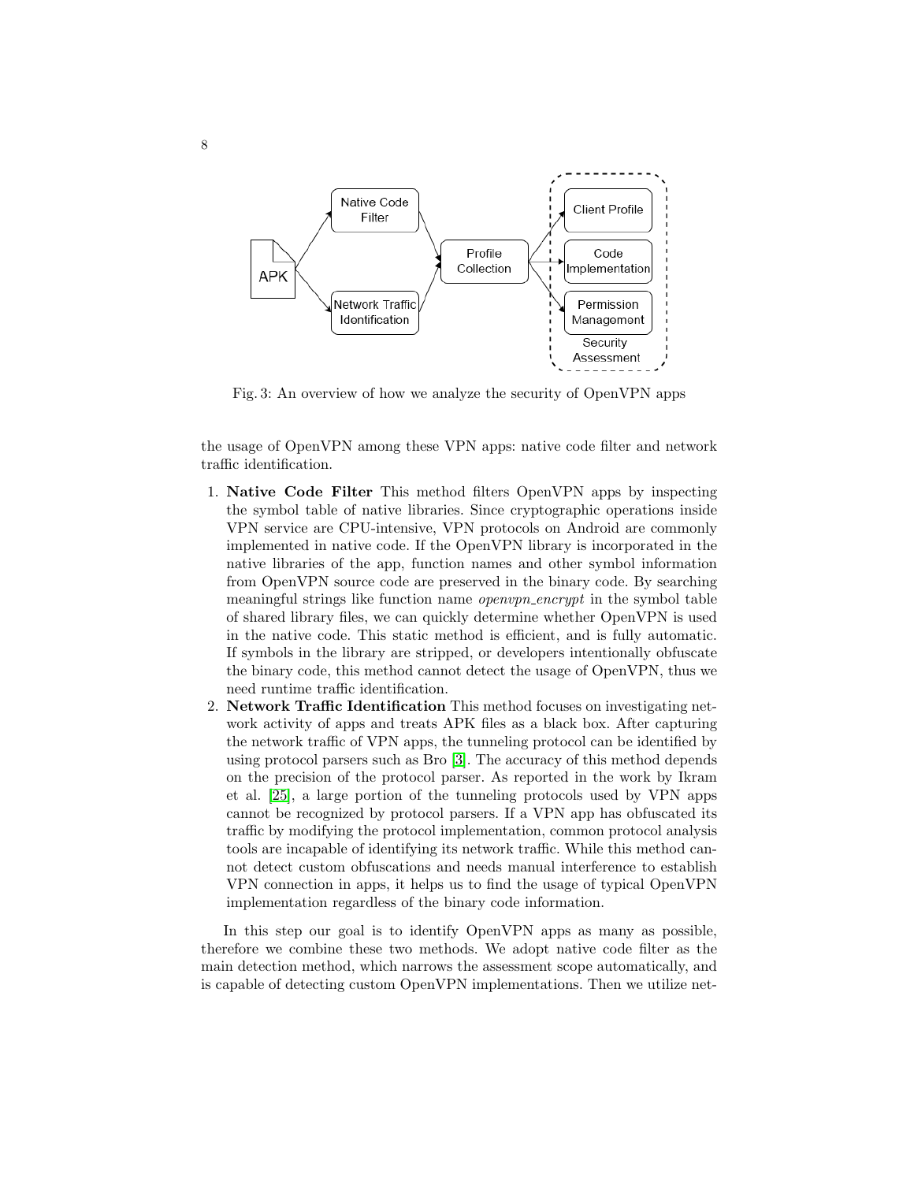Fig. 3: An overview of how we analyze the security of OpenVPN apps

the usage of OpenVPN among these VPN apps: native code filter and network traffic identification.

1. **Native Code Filter** This method filters OpenVPN apps by inspecting the symbol table of native libraries. Since cryptographic operations inside VPN service are CPU-intensive, VPN protocols on Android are commonly implemented in native code. If the OpenVPN library is incorporated in the native libraries of the app, function names and other symbol information from OpenVPN source code are preserved in the binary code. By searching meaningful strings like function name *openvpn_encrypt* in the symbol table of shared library files, we can quickly determine whether OpenVPN is used in the native code. This static method is efficient, and is fully automatic. If symbols in the library are stripped, or developers intentionally obfuscate the binary code, this method cannot detect the usage of OpenVPN, thus we need runtime traffic identification.
2. **Network Traffic Identification** This method focuses on investigating network activity of apps and treats APK files as a black box. After capturing the network traffic of VPN apps, the tunneling protocol can be identified by using protocol parsers such as Bro [3]. The accuracy of this method depends on the precision of the protocol parser. As reported in the work by Ikram et al. [25], a large portion of the tunneling protocols used by VPN apps cannot be recognized by protocol parsers. If a VPN app has obfuscated its traffic by modifying the protocol implementation, common protocol analysis tools are incapable of identifying its network traffic. While this method cannot detect custom obfuscations and needs manual interference to establish VPN connection in apps, it helps us to find the usage of typical OpenVPN implementation regardless of the binary code information.

In this step our goal is to identify OpenVPN apps as many as possible, therefore we combine these two methods. We adopt native code filter as the main detection method, which narrows the assessment scope automatically, and is capable of detecting custom OpenVPN implementations. Then we utilize net-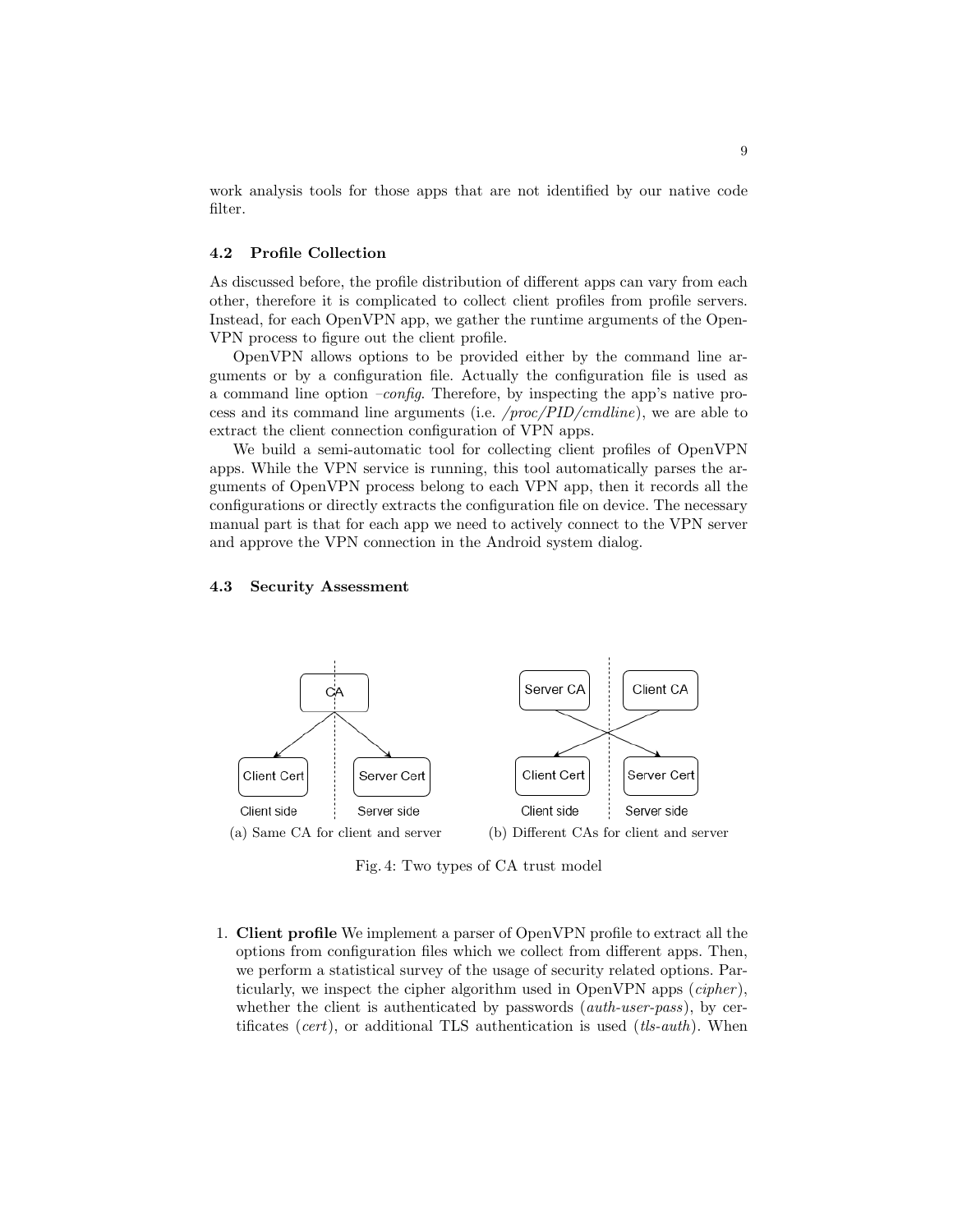work analysis tools for those apps that are not identified by our native code filter.

### 4.2 Profile Collection

As discussed before, the profile distribution of different apps can vary from each other, therefore it is complicated to collect client profiles from profile servers. Instead, for each OpenVPN app, we gather the runtime arguments of the OpenVPN process to figure out the client profile.

OpenVPN allows options to be provided either by the command line arguments or by a configuration file. Actually the configuration file is used as a command line option *–config*. Therefore, by inspecting the app's native process and its command line arguments (i.e. */proc/PID/cmdline*), we are able to extract the client connection configuration of VPN apps.

We build a semi-automatic tool for collecting client profiles of OpenVPN apps. While the VPN service is running, this tool automatically parses the arguments of OpenVPN process belong to each VPN app, then it records all the configurations or directly extracts the configuration file on device. The necessary manual part is that for each app we need to actively connect to the VPN server and approve the VPN connection in the Android system dialog.

### 4.3 Security Assessment

(a) Same CA for client and server (b) Different CAs for client and server

Fig. 4: Two types of CA trust model

1. **Client profile** We implement a parser of OpenVPN profile to extract all the options from configuration files which we collect from different apps. Then, we perform a statistical survey of the usage of security related options. Particularly, we inspect the cipher algorithm used in OpenVPN apps (*cipher*), whether the client is authenticated by passwords (*auth-user-pass*), by certificates (*cert*), or additional TLS authentication is used (*tls-auth*). When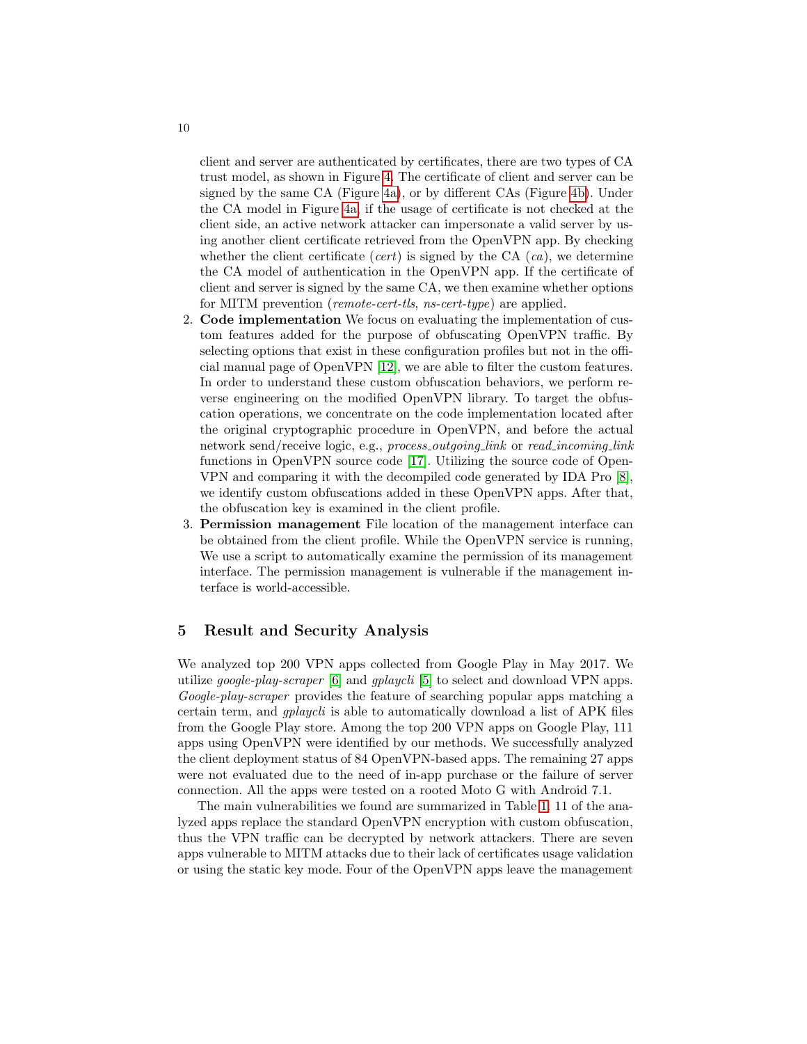client and server are authenticated by certificates, there are two types of CA trust model, as shown in Figure 4. The certificate of client and server can be signed by the same CA (Figure 4a), or by different CAs (Figure 4b). Under the CA model in Figure 4a, if the usage of certificate is not checked at the client side, an active network attacker can impersonate a valid server by using another client certificate retrieved from the OpenVPN app. By checking whether the client certificate (*cert*) is signed by the CA (*ca*), we determine the CA model of authentication in the OpenVPN app. If the certificate of client and server is signed by the same CA, we then examine whether options for MITM prevention (*remote-cert-tls*, *ns-cert-type*) are applied.

2. **Code implementation** We focus on evaluating the implementation of custom features added for the purpose of obfuscating OpenVPN traffic. By selecting options that exist in these configuration profiles but not in the official manual page of OpenVPN [12], we are able to filter the custom features. In order to understand these custom obfuscation behaviors, we perform reverse engineering on the modified OpenVPN library. To target the obfuscation operations, we concentrate on the code implementation located after the original cryptographic procedure in OpenVPN, and before the actual network send/receive logic, e.g., *process_outgoing_link* or *read_incoming_link* functions in OpenVPN source code [17]. Utilizing the source code of OpenVPN and comparing it with the decompiled code generated by IDA Pro [8], we identify custom obfuscations added in these OpenVPN apps. After that, the obfuscation key is examined in the client profile.
3. **Permission management** File location of the management interface can be obtained from the client profile. While the OpenVPN service is running, We use a script to automatically examine the permission of its management interface. The permission management is vulnerable if the management interface is world-accessible.

## 5 Result and Security Analysis

We analyzed top 200 VPN apps collected from Google Play in May 2017. We utilize *google-play-scraper* [6] and *gplaycli* [5] to select and download VPN apps. *Google-play-scraper* provides the feature of searching popular apps matching a certain term, and *gplaycli* is able to automatically download a list of APK files from the Google Play store. Among the top 200 VPN apps on Google Play, 111 apps using OpenVPN were identified by our methods. We successfully analyzed the client deployment status of 84 OpenVPN-based apps. The remaining 27 apps were not evaluated due to the need of in-app purchase or the failure of server connection. All the apps were tested on a rooted Moto G with Android 7.1.

The main vulnerabilities we found are summarized in Table 1. 11 of the analyzed apps replace the standard OpenVPN encryption with custom obfuscation, thus the VPN traffic can be decrypted by network attackers. There are seven apps vulnerable to MITM attacks due to their lack of certificates usage validation or using the static key mode. Four of the OpenVPN apps leave the management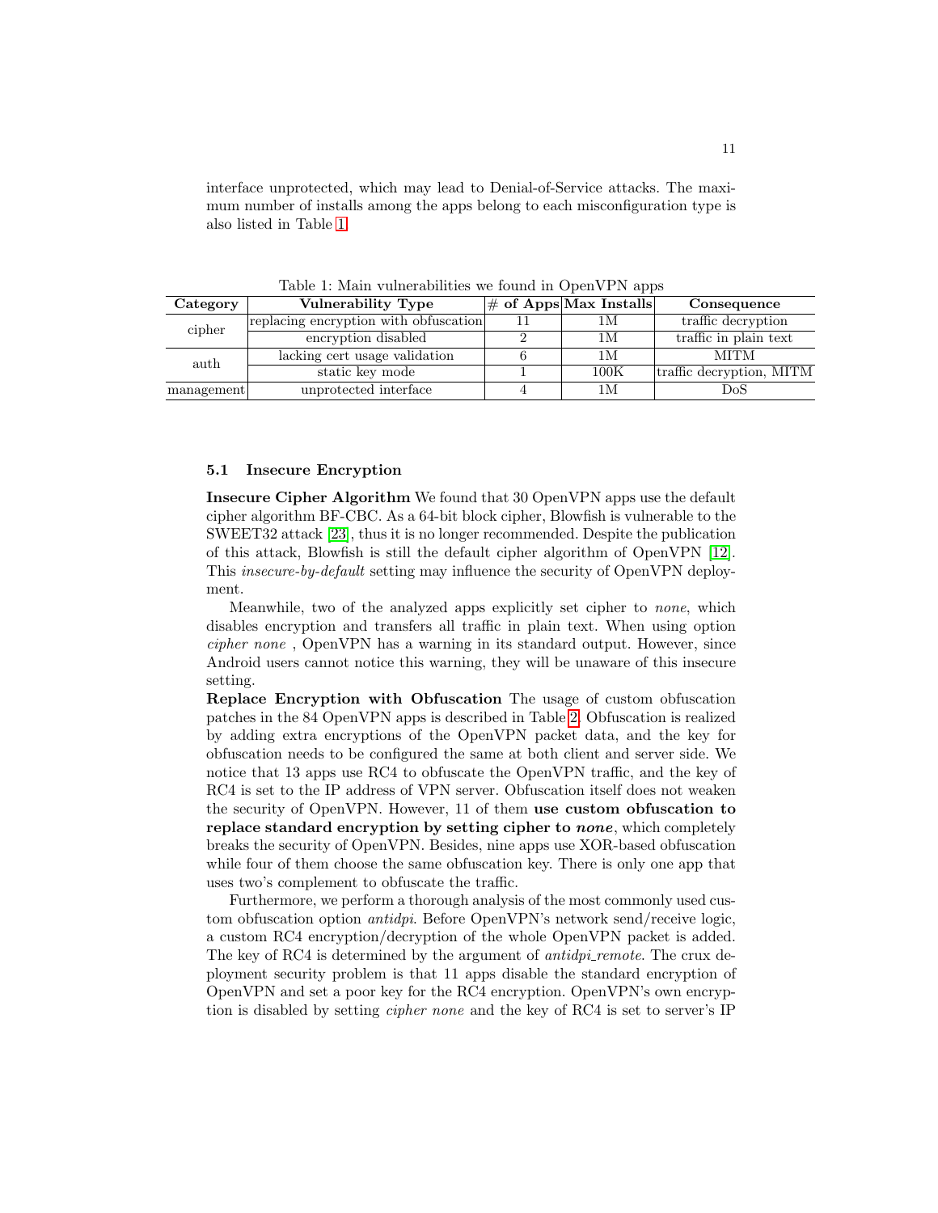interface unprotected, which may lead to Denial-of-Service attacks. The maximum number of installs among the apps belong to each misconfiguration type is also listed in Table 1.

Table 1: Main vulnerabilities we found in OpenVPN apps

| Category | Vulnerability Type | # of Apps | Max Installs | Consequence |
|---|---|---|---|---|
| cipher | replacing encryption with obfuscation | 11 | 1M | traffic decryption |
| | encryption disabled | 2 | 1M | traffic in plain text |
| auth | lacking cert usage validation | 6 | 1M | MITM |
| | static key mode | 1 | 100K | traffic decryption, MITM |
| management | unprotected interface | 4 | 1M | DoS |

### 5.1 Insecure Encryption

**Insecure Cipher Algorithm** We found that 30 OpenVPN apps use the default cipher algorithm BF-CBC. As a 64-bit block cipher, Blowfish is vulnerable to the SWEET32 attack [23], thus it is no longer recommended. Despite the publication of this attack, Blowfish is still the default cipher algorithm of OpenVPN [12]. This *insecure-by-default* setting may influence the security of OpenVPN deployment.

Meanwhile, two of the analyzed apps explicitly set cipher to *none*, which disables encryption and transfers all traffic in plain text. When using option *cipher none* , OpenVPN has a warning in its standard output. However, since Android users cannot notice this warning, they will be unaware of this insecure setting.

**Replace Encryption with Obfuscation** The usage of custom obfuscation patches in the 84 OpenVPN apps is described in Table 2. Obfuscation is realized by adding extra encryptions of the OpenVPN packet data, and the key for obfuscation needs to be configured the same at both client and server side. We notice that 13 apps use RC4 to obfuscate the OpenVPN traffic, and the key of RC4 is set to the IP address of VPN server. Obfuscation itself does not weaken the security of OpenVPN. However, 11 of them **use custom obfuscation to replace standard encryption by setting cipher to *none***, which completely breaks the security of OpenVPN. Besides, nine apps use XOR-based obfuscation while four of them choose the same obfuscation key. There is only one app that uses two's complement to obfuscate the traffic.

Furthermore, we perform a thorough analysis of the most commonly used custom obfuscation option *antidpi*. Before OpenVPN's network send/receive logic, a custom RC4 encryption/decryption of the whole OpenVPN packet is added. The key of RC4 is determined by the argument of *antidpi_remote*. The crux deployment security problem is that 11 apps disable the standard encryption of OpenVPN and set a poor key for the RC4 encryption. OpenVPN's own encryption is disabled by setting *cipher none* and the key of RC4 is set to server's IP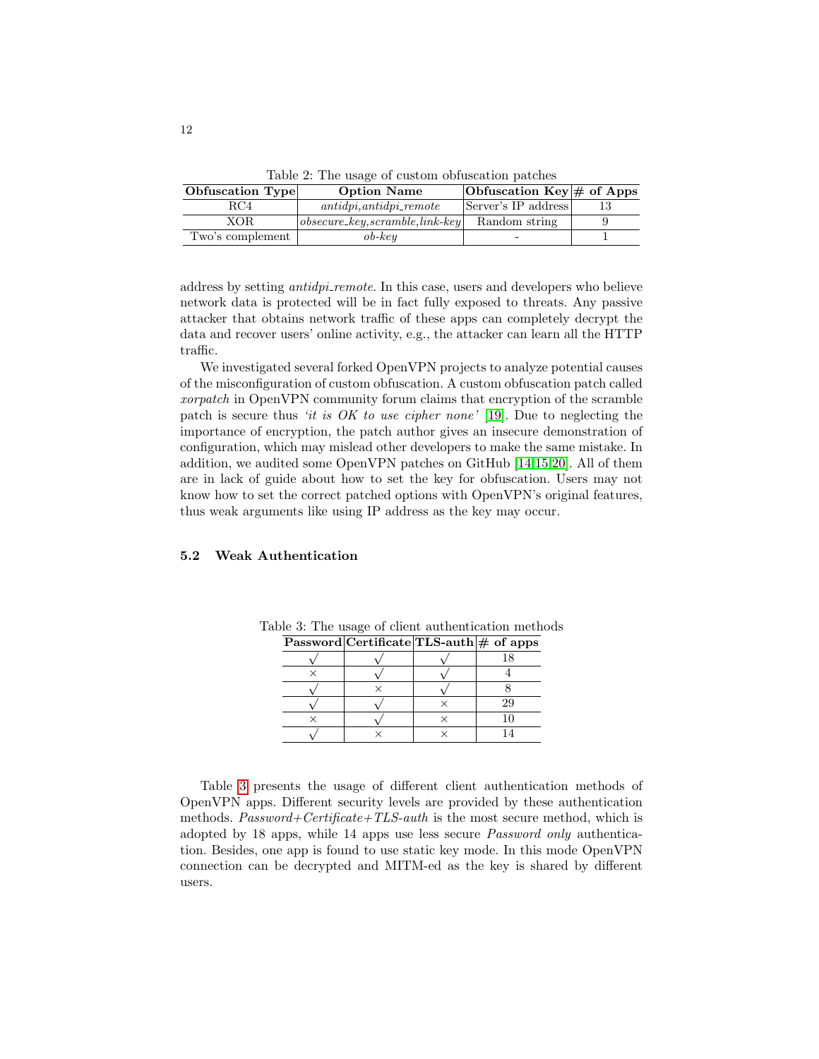Table 2: The usage of custom obfuscation patches

| Obfuscation Type | Option Name | Obfuscation Key | # of Apps |
|---|---|---|---|
| RC4 | *antidpi,antidpi_remote* | Server's IP address | 13 |
| XOR | *obsecure_key,scramble,link-key* | Random string | 9 |
| Two's complement | *ob-key* | - | 1 |

address by setting *antidpi_remote*. In this case, users and developers who believe network data is protected will be in fact fully exposed to threats. Any passive attacker that obtains network traffic of these apps can completely decrypt the data and recover users' online activity, e.g., the attacker can learn all the HTTP traffic.

We investigated several forked OpenVPN projects to analyze potential causes of the misconfiguration of custom obfuscation. A custom obfuscation patch called *xorpatch* in OpenVPN community forum claims that encryption of the scramble patch is secure thus *'it is OK to use cipher none'* [19]. Due to neglecting the importance of encryption, the patch author gives an insecure demonstration of configuration, which may mislead other developers to make the same mistake. In addition, we audited some OpenVPN patches on GitHub [14,15,20]. All of them are in lack of guide about how to set the key for obfuscation. Users may not know how to set the correct patched options with OpenVPN's original features, thus weak arguments like using IP address as the key may occur.

### 5.2 Weak Authentication

Table 3: The usage of client authentication methods

| Password | Certificate | TLS-auth | # of apps |
|---|---|---|---|
| √ | √ | √ | 18 |
| × | √ | √ | 4 |
| √ | × | √ | 8 |
| √ | √ | × | 29 |
| × | √ | × | 10 |
| √ | × | × | 14 |

Table 3 presents the usage of different client authentication methods of OpenVPN apps. Different security levels are provided by these authentication methods. *Password+Certificate+TLS-auth* is the most secure method, which is adopted by 18 apps, while 14 apps use less secure *Password only* authentication. Besides, one app is found to use static key mode. In this mode OpenVPN connection can be decrypted and MITM-ed as the key is shared by different users.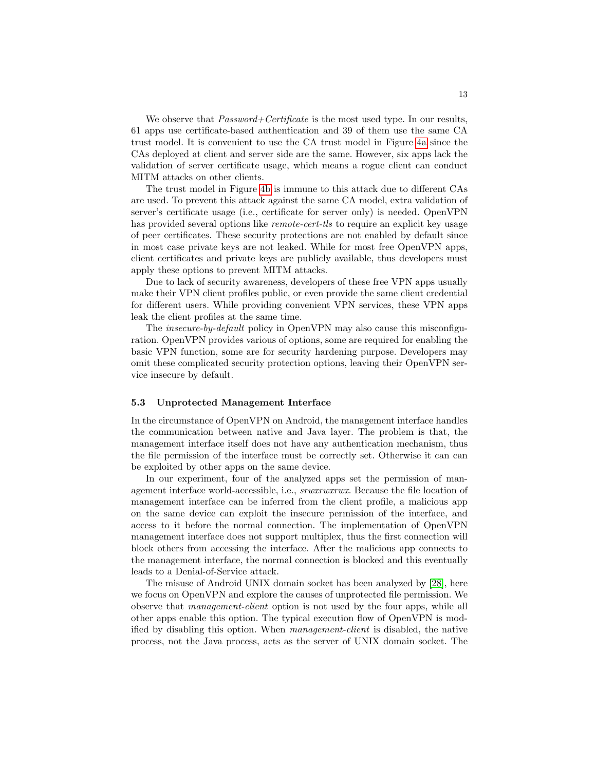We observe that *Password+Certificate* is the most used type. In our results, 61 apps use certificate-based authentication and 39 of them use the same CA trust model. It is convenient to use the CA trust model in Figure 4a since the CAs deployed at client and server side are the same. However, six apps lack the validation of server certificate usage, which means a rogue client can conduct MITM attacks on other clients.

The trust model in Figure 4b is immune to this attack due to different CAs are used. To prevent this attack against the same CA model, extra validation of server's certificate usage (i.e., certificate for server only) is needed. OpenVPN has provided several options like *remote-cert-tls* to require an explicit key usage of peer certificates. These security protections are not enabled by default since in most case private keys are not leaked. While for most free OpenVPN apps, client certificates and private keys are publicly available, thus developers must apply these options to prevent MITM attacks.

Due to lack of security awareness, developers of these free VPN apps usually make their VPN client profiles public, or even provide the same client credential for different users. While providing convenient VPN services, these VPN apps leak the client profiles at the same time.

The *insecure-by-default* policy in OpenVPN may also cause this misconfiguration. OpenVPN provides various of options, some are required for enabling the basic VPN function, some are for security hardening purpose. Developers may omit these complicated security protection options, leaving their OpenVPN service insecure by default.

### 5.3 Unprotected Management Interface

In the circumstance of OpenVPN on Android, the management interface handles the communication between native and Java layer. The problem is that, the management interface itself does not have any authentication mechanism, thus the file permission of the interface must be correctly set. Otherwise it can can be exploited by other apps on the same device.

In our experiment, four of the analyzed apps set the permission of management interface world-accessible, i.e., *srwxrwxrwx*. Because the file location of management interface can be inferred from the client profile, a malicious app on the same device can exploit the insecure permission of the interface, and access to it before the normal connection. The implementation of OpenVPN management interface does not support multiplex, thus the first connection will block others from accessing the interface. After the malicious app connects to the management interface, the normal connection is blocked and this eventually leads to a Denial-of-Service attack.

The misuse of Android UNIX domain socket has been analyzed by [28], here we focus on OpenVPN and explore the causes of unprotected file permission. We observe that *management-client* option is not used by the four apps, while all other apps enable this option. The typical execution flow of OpenVPN is modified by disabling this option. When *management-client* is disabled, the native process, not the Java process, acts as the server of UNIX domain socket. The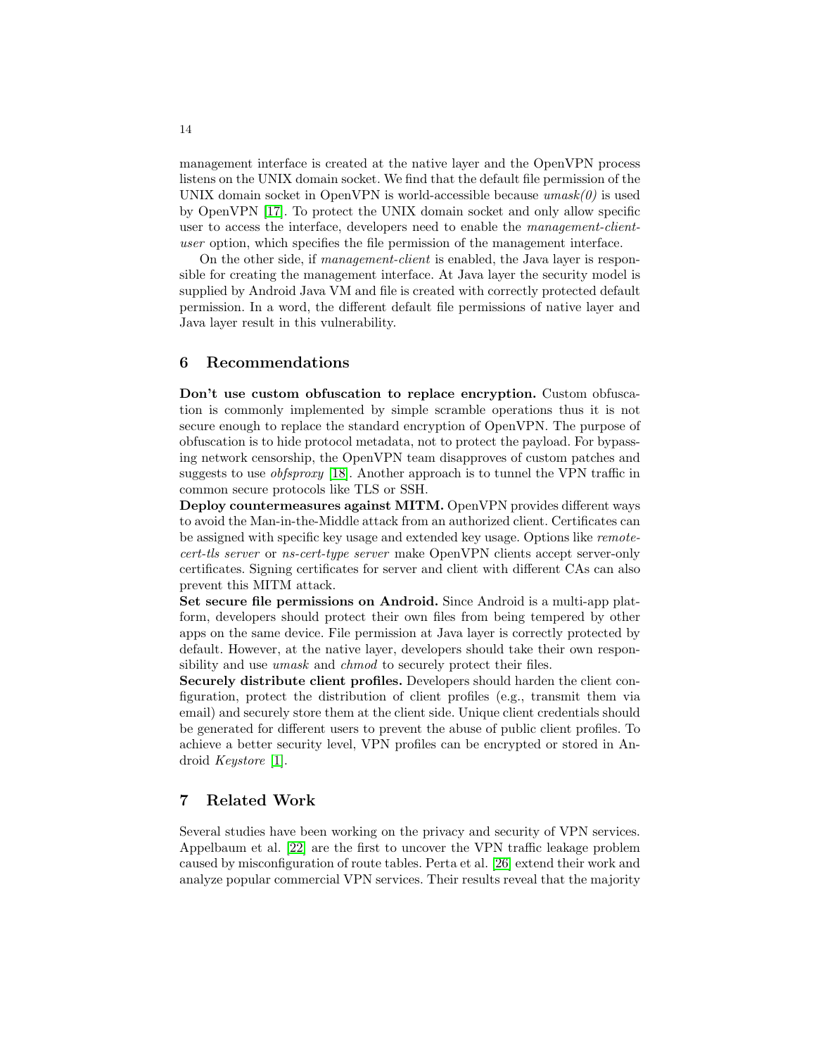management interface is created at the native layer and the OpenVPN process listens on the UNIX domain socket. We find that the default file permission of the UNIX domain socket in OpenVPN is world-accessible because *umask(0)* is used by OpenVPN [17]. To protect the UNIX domain socket and only allow specific user to access the interface, developers need to enable the *management-client-user* option, which specifies the file permission of the management interface.

On the other side, if *management-client* is enabled, the Java layer is responsible for creating the management interface. At Java layer the security model is supplied by Android Java VM and file is created with correctly protected default permission. In a word, the different default file permissions of native layer and Java layer result in this vulnerability.

## 6 Recommendations

**Don't use custom obfuscation to replace encryption.** Custom obfuscation is commonly implemented by simple scramble operations thus it is not secure enough to replace the standard encryption of OpenVPN. The purpose of obfuscation is to hide protocol metadata, not to protect the payload. For bypassing network censorship, the OpenVPN team disapproves of custom patches and suggests to use *obfsproxy* [18]. Another approach is to tunnel the VPN traffic in common secure protocols like TLS or SSH.

**Deploy countermeasures against MITM.** OpenVPN provides different ways to avoid the Man-in-the-Middle attack from an authorized client. Certificates can be assigned with specific key usage and extended key usage. Options like *remote-cert-tls server* or *ns-cert-type server* make OpenVPN clients accept server-only certificates. Signing certificates for server and client with different CAs can also prevent this MITM attack.

**Set secure file permissions on Android.** Since Android is a multi-app platform, developers should protect their own files from being tempered by other apps on the same device. File permission at Java layer is correctly protected by default. However, at the native layer, developers should take their own responsibility and use *umask* and *chmod* to securely protect their files.

**Securely distribute client profiles.** Developers should harden the client configuration, protect the distribution of client profiles (e.g., transmit them via email) and securely store them at the client side. Unique client credentials should be generated for different users to prevent the abuse of public client profiles. To achieve a better security level, VPN profiles can be encrypted or stored in Android *Keystore* [1].

## 7 Related Work

Several studies have been working on the privacy and security of VPN services. Appelbaum et al. [22] are the first to uncover the VPN traffic leakage problem caused by misconfiguration of route tables. Perta et al. [26] extend their work and analyze popular commercial VPN services. Their results reveal that the majority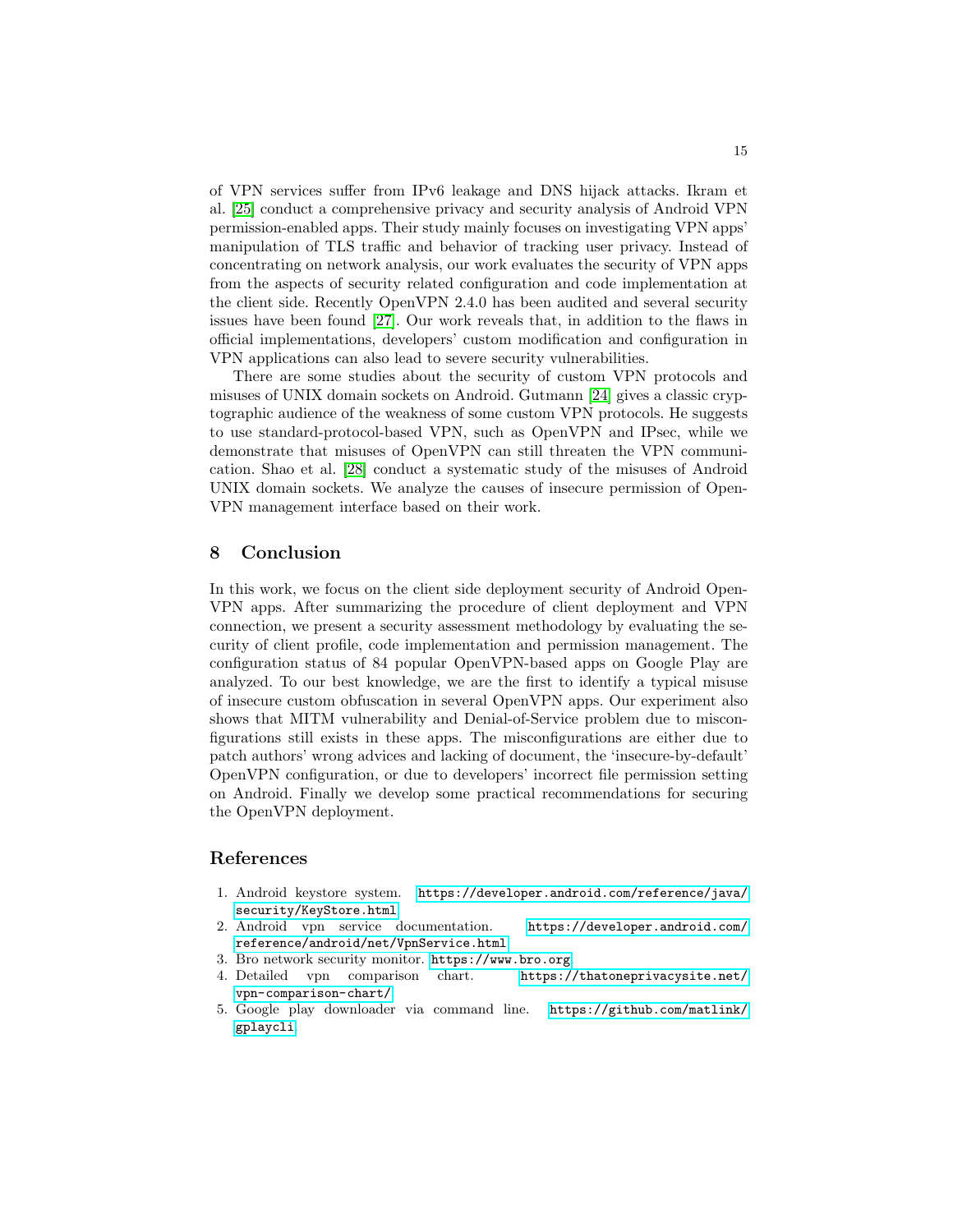of VPN services suffer from IPv6 leakage and DNS hijack attacks. Ikram et al. [25] conduct a comprehensive privacy and security analysis of Android VPN permission-enabled apps. Their study mainly focuses on investigating VPN apps' manipulation of TLS traffic and behavior of tracking user privacy. Instead of concentrating on network analysis, our work evaluates the security of VPN apps from the aspects of security related configuration and code implementation at the client side. Recently OpenVPN 2.4.0 has been audited and several security issues have been found [27]. Our work reveals that, in addition to the flaws in official implementations, developers' custom modification and configuration in VPN applications can also lead to severe security vulnerabilities.

There are some studies about the security of custom VPN protocols and misuses of UNIX domain sockets on Android. Gutmann [24] gives a classic cryptographic audience of the weakness of some custom VPN protocols. He suggests to use standard-protocol-based VPN, such as OpenVPN and IPsec, while we demonstrate that misuses of OpenVPN can still threaten the VPN communication. Shao et al. [28] conduct a systematic study of the misuses of Android UNIX domain sockets. We analyze the causes of insecure permission of OpenVPN management interface based on their work.

## 8 Conclusion

In this work, we focus on the client side deployment security of Android OpenVPN apps. After summarizing the procedure of client deployment and VPN connection, we present a security assessment methodology by evaluating the security of client profile, code implementation and permission management. The configuration status of 84 popular OpenVPN-based apps on Google Play are analyzed. To our best knowledge, we are the first to identify a typical misuse of insecure custom obfuscation in several OpenVPN apps. Our experiment also shows that MITM vulnerability and Denial-of-Service problem due to misconfigurations still exists in these apps. The misconfigurations are either due to patch authors' wrong advices and lacking of document, the 'insecure-by-default' OpenVPN configuration, or due to developers' incorrect file permission setting on Android. Finally we develop some practical recommendations for securing the OpenVPN deployment.

## References

1. Android keystore system. https://developer.android.com/reference/java/security/KeyStore.html
2. Android vpn service documentation. https://developer.android.com/reference/android/net/VpnService.html
3. Bro network security monitor. https://www.bro.org
4. Detailed vpn comparison chart. https://thatoneprivacysite.net/vpn-comparison-chart/
5. Google play downloader via command line. https://github.com/matlink/gplaycli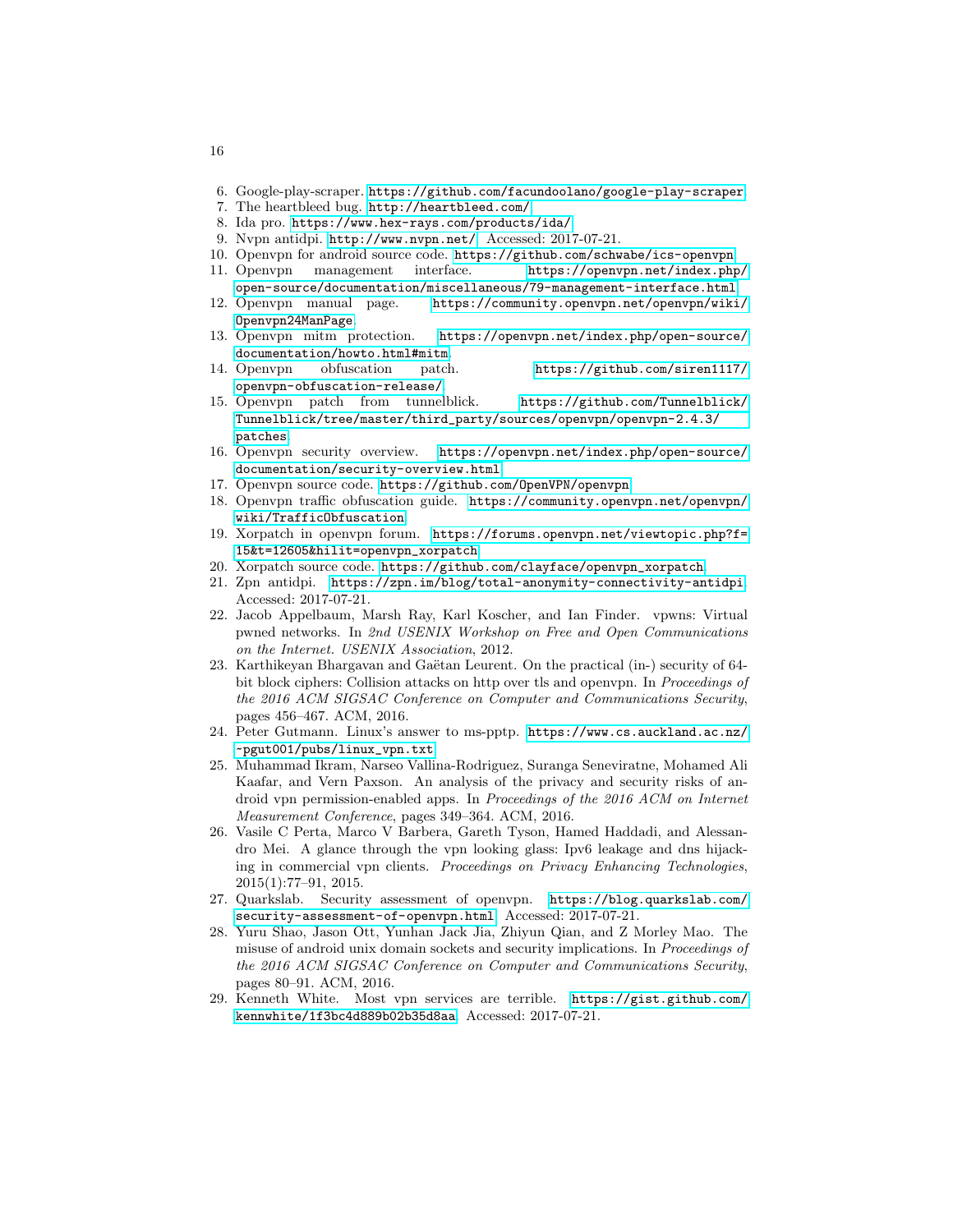6. Google-play-scraper. https://github.com/facundoolano/google-play-scraper
7. The heartbleed bug. http://heartbleed.com/
8. Ida pro. https://www.hex-rays.com/products/ida/
9. Nvpn antidpi. http://www.nvpn.net/. Accessed: 2017-07-21.
10. Openvpn for android source code. https://github.com/schwabe/ics-openvpn
11. Openvpn management interface. https://openvpn.net/index.php/open-source/documentation/miscellaneous/79-management-interface.html
12. Openvpn manual page. https://community.openvpn.net/openvpn/wiki/Openvpn24ManPage.
13. Openvpn mitm protection. https://openvpn.net/index.php/open-source/documentation/howto.html#mitm.
14. Openvpn obfuscation patch. https://github.com/siren1117/openvpn-obfuscation-release/
15. Openvpn patch from tunnelblick. https://github.com/Tunnelblick/Tunnelblick/tree/master/third_party/sources/openvpn/openvpn-2.4.3/patches.
16. Openvpn security overview. https://openvpn.net/index.php/open-source/documentation/security-overview.html
17. Openvpn source code. https://github.com/OpenVPN/openvpn
18. Openvpn traffic obfuscation guide. https://community.openvpn.net/openvpn/wiki/TrafficObfuscation
19. Xorpatch in openvpn forum. https://forums.openvpn.net/viewtopic.php?f=15&t=12605&hilit=openvpn_xorpatch
20. Xorpatch source code. https://github.com/clayface/openvpn_xorpatch
21. Zpn antidpi. https://zpn.im/blog/total-anonymity-connectivity-antidpi. Accessed: 2017-07-21.
22. Jacob Appelbaum, Marsh Ray, Karl Koscher, and Ian Finder. vpwns: Virtual pwned networks. In *2nd USENIX Workshop on Free and Open Communications on the Internet. USENIX Association*, 2012.
23. Karthikeyan Bhargavan and Gaëtan Leurent. On the practical (in-) security of 64-bit block ciphers: Collision attacks on http over tls and openvpn. In *Proceedings of the 2016 ACM SIGSAC Conference on Computer and Communications Security*, pages 456–467. ACM, 2016.
24. Peter Gutmann. Linux's answer to ms-pptp. https://www.cs.auckland.ac.nz/~pgut001/pubs/linux_vpn.txt
25. Muhammad Ikram, Narseo Vallina-Rodriguez, Suranga Seneviratne, Mohamed Ali Kaafar, and Vern Paxson. An analysis of the privacy and security risks of android vpn permission-enabled apps. In *Proceedings of the 2016 ACM on Internet Measurement Conference*, pages 349–364. ACM, 2016.
26. Vasile C Perta, Marco V Barbera, Gareth Tyson, Hamed Haddadi, and Alessandro Mei. A glance through the vpn looking glass: Ipv6 leakage and dns hijacking in commercial vpn clients. *Proceedings on Privacy Enhancing Technologies*, 2015(1):77–91, 2015.
27. Quarkslab. Security assessment of openvpn. https://blog.quarkslab.com/security-assessment-of-openvpn.html. Accessed: 2017-07-21.
28. Yuru Shao, Jason Ott, Yunhan Jack Jia, Zhiyun Qian, and Z Morley Mao. The misuse of android unix domain sockets and security implications. In *Proceedings of the 2016 ACM SIGSAC Conference on Computer and Communications Security*, pages 80–91. ACM, 2016.
29. Kenneth White. Most vpn services are terrible. https://gist.github.com/kennwhite/1f3bc4d889b02b35d8aa. Accessed: 2017-07-21.